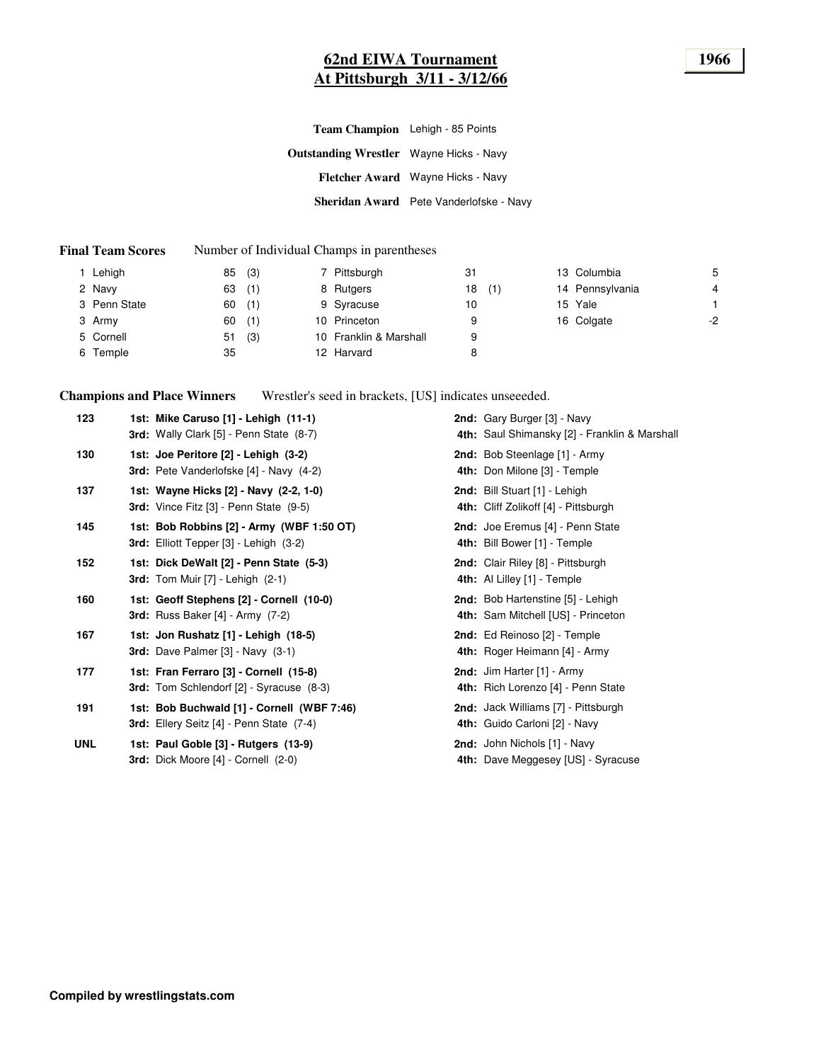# 62nd EIWA Tournament
## At Pittsburgh 3/11 - 3/12/66

**1966**

**Team Champion** Lehigh - 85 Points

**Outstanding Wrestler** Wayne Hicks - Navy

**Fletcher Award** Wayne Hicks - Navy

**Sheridan Award** Pete Vanderlofske - Navy

**Final Team Scores** Number of Individual Champs in parentheses

| Place | Team | Points | Champs | Place | Team | Points | Champs | Place | Team | Points |
|---|---|---|---|---|---|---|---|---|---|---|
| 1 | Lehigh | 85 | (3) | 7 | Pittsburgh | 31 | | 13 | Columbia | 5 |
| 2 | Navy | 63 | (1) | 8 | Rutgers | 18 | (1) | 14 | Pennsylvania | 4 |
| 3 | Penn State | 60 | (1) | 9 | Syracuse | 10 | | 15 | Yale | 1 |
| 3 | Army | 60 | (1) | 10 | Princeton | 9 | | 16 | Colgate | -2 |
| 5 | Cornell | 51 | (3) | 10 | Franklin & Marshall | 9 | | | | |
| 6 | Temple | 35 | | 12 | Harvard | 8 | | | | |

**Champions and Place Winners** Wrestler's seed in brackets, [US] indicates unseeeded.

| Weight | 1st / 3rd | 2nd / 4th |
|---|---|---|
| 123 | **1st: Mike Caruso [1] - Lehigh (11-1)** | **2nd:** Gary Burger [3] - Navy |
| | **3rd:** Wally Clark [5] - Penn State (8-7) | **4th:** Saul Shimansky [2] - Franklin & Marshall |
| 130 | **1st: Joe Peritore [2] - Lehigh (3-2)** | **2nd:** Bob Steenlage [1] - Army |
| | **3rd:** Pete Vanderlofske [4] - Navy (4-2) | **4th:** Don Milone [3] - Temple |
| 137 | **1st: Wayne Hicks [2] - Navy (2-2, 1-0)** | **2nd:** Bill Stuart [1] - Lehigh |
| | **3rd:** Vince Fitz [3] - Penn State (9-5) | **4th:** Cliff Zolikoff [4] - Pittsburgh |
| 145 | **1st: Bob Robbins [2] - Army (WBF 1:50 OT)** | **2nd:** Joe Eremus [4] - Penn State |
| | **3rd:** Elliott Tepper [3] - Lehigh (3-2) | **4th:** Bill Bower [1] - Temple |
| 152 | **1st: Dick DeWalt [2] - Penn State (5-3)** | **2nd:** Clair Riley [8] - Pittsburgh |
| | **3rd:** Tom Muir [7] - Lehigh (2-1) | **4th:** Al Lilley [1] - Temple |
| 160 | **1st: Geoff Stephens [2] - Cornell (10-0)** | **2nd:** Bob Hartenstine [5] - Lehigh |
| | **3rd:** Russ Baker [4] - Army (7-2) | **4th:** Sam Mitchell [US] - Princeton |
| 167 | **1st: Jon Rushatz [1] - Lehigh (18-5)** | **2nd:** Ed Reinoso [2] - Temple |
| | **3rd:** Dave Palmer [3] - Navy (3-1) | **4th:** Roger Heimann [4] - Army |
| 177 | **1st: Fran Ferraro [3] - Cornell (15-8)** | **2nd:** Jim Harter [1] - Army |
| | **3rd:** Tom Schlendorf [2] - Syracuse (8-3) | **4th:** Rich Lorenzo [4] - Penn State |
| 191 | **1st: Bob Buchwald [1] - Cornell (WBF 7:46)** | **2nd:** Jack Williams [7] - Pittsburgh |
| | **3rd:** Ellery Seitz [4] - Penn State (7-4) | **4th:** Guido Carloni [2] - Navy |
| UNL | **1st: Paul Goble [3] - Rutgers (13-9)** | **2nd:** John Nichols [1] - Navy |
| | **3rd:** Dick Moore [4] - Cornell (2-0) | **4th:** Dave Meggesey [US] - Syracuse |

**Compiled by wrestlingstats.com**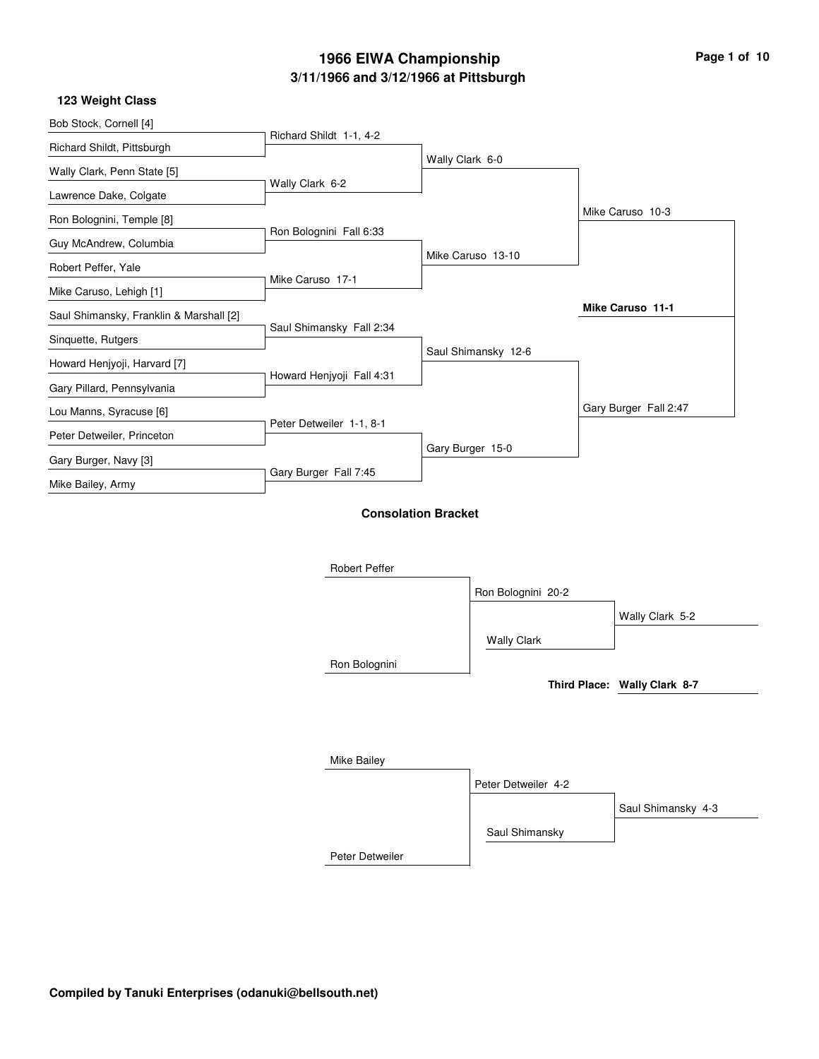# 1966 EIWA Championship

## 3/11/1966 and 3/12/1966 at Pittsburgh

### 123 Weight Class

**First Round**

- Bob Stock, Cornell [4] vs. Richard Shildt, Pittsburgh — Richard Shildt 1-1, 4-2
- Wally Clark, Penn State [5] vs. Lawrence Dake, Colgate — Wally Clark 6-2
- Ron Bolognini, Temple [8] vs. Guy McAndrew, Columbia — Ron Bolognini Fall 6:33
- Robert Peffer, Yale vs. Mike Caruso, Lehigh [1] — Mike Caruso 17-1
- Saul Shimansky, Franklin & Marshall [2] vs. Sinquette, Rutgers — Saul Shimansky Fall 2:34
- Howard Henjyoji, Harvard [7] vs. Gary Pillard, Pennsylvania — Howard Henjyoji Fall 4:31
- Lou Manns, Syracuse [6] vs. Peter Detweiler, Princeton — Peter Detweiler 1-1, 8-1
- Gary Burger, Navy [3] vs. Mike Bailey, Army — Gary Burger Fall 7:45

**Quarterfinals**

- Wally Clark 6-0
- Mike Caruso 13-10
- Saul Shimansky 12-6
- Gary Burger 15-0

**Semifinals**

- Mike Caruso 10-3
- Gary Burger Fall 2:47

**Final**

- **Mike Caruso 11-1**

### Consolation Bracket

- Robert Peffer vs. Ron Bolognini — Ron Bolognini 20-2
- Ron Bolognini vs. Wally Clark — Wally Clark 5-2
- **Third Place: Wally Clark 8-7**

- Mike Bailey vs. Peter Detweiler — Peter Detweiler 4-2
- Peter Detweiler vs. Saul Shimansky — Saul Shimansky 4-3

**Compiled by Tanuki Enterprises (odanuki@bellsouth.net)**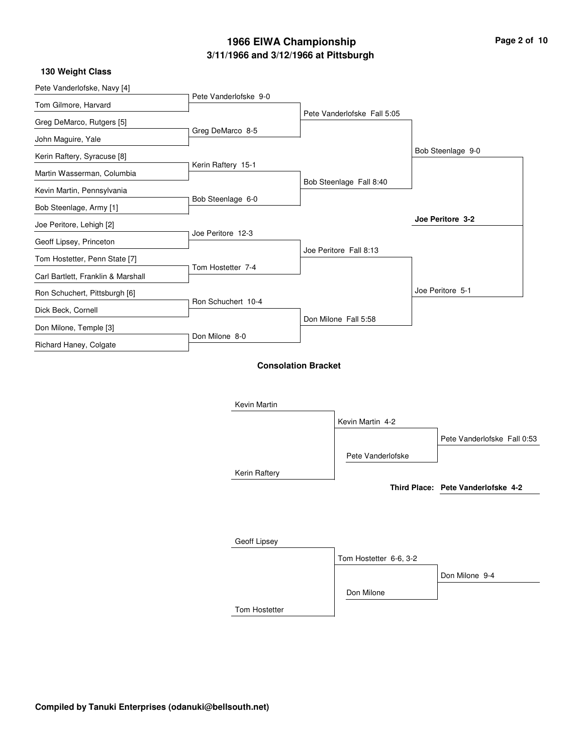# 1966 EIWA Championship

## 3/11/1966 and 3/12/1966 at Pittsburgh

### 130 Weight Class

**First Round**

- Pete Vanderlofske, Navy [4]
- Tom Gilmore, Harvard
- Greg DeMarco, Rutgers [5]
- John Maguire, Yale
- Kerin Raftery, Syracuse [8]
- Martin Wasserman, Columbia
- Kevin Martin, Pennsylvania
- Bob Steenlage, Army [1]
- Joe Peritore, Lehigh [2]
- Geoff Lipsey, Princeton
- Tom Hostetter, Penn State [7]
- Carl Bartlett, Franklin & Marshall
- Ron Schuchert, Pittsburgh [6]
- Dick Beck, Cornell
- Don Milone, Temple [3]
- Richard Haney, Colgate

**Quarterfinals**

- Pete Vanderlofske 9-0
- Greg DeMarco 8-5
- Kerin Raftery 15-1
- Bob Steenlage 6-0
- Joe Peritore 12-3
- Tom Hostetter 7-4
- Ron Schuchert 10-4
- Don Milone 8-0

**Semifinals**

- Pete Vanderlofske Fall 5:05
- Bob Steenlage Fall 8:40
- Joe Peritore Fall 8:13
- Don Milone Fall 5:58

**Finals**

- Bob Steenlage 9-0
- Joe Peritore 5-1

**Champion: Joe Peritore 3-2**

### Consolation Bracket

- Kevin Martin
- Kerin Raftery
- Kevin Martin 4-2
- Pete Vanderlofske
- Pete Vanderlofske Fall 0:53

**Third Place: Pete Vanderlofske 4-2**

- Geoff Lipsey
- Tom Hostetter
- Tom Hostetter 6-6, 3-2
- Don Milone
- Don Milone 9-4

**Compiled by Tanuki Enterprises (odanuki@bellsouth.net)**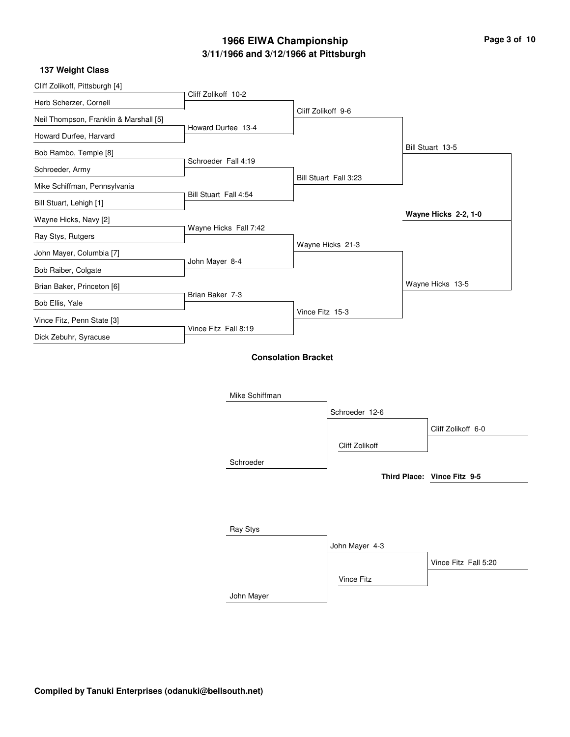# 1966 EIWA Championship

## 3/11/1966 and 3/12/1966 at Pittsburgh

### 137 Weight Class

**Championship Bracket**

| First Round | Quarterfinals | Semifinals | Finals | Champion |
|---|---|---|---|---|
| Cliff Zolikoff, Pittsburgh [4] | Cliff Zolikoff 10-2 | Cliff Zolikoff 9-6 | Bill Stuart 13-5 | **Wayne Hicks 2-2, 1-0** |
| Herb Scherzer, Cornell | | | | |
| Neil Thompson, Franklin & Marshall [5] | Howard Durfee 13-4 | | | |
| Howard Durfee, Harvard | | | | |
| Bob Rambo, Temple [8] | Schroeder Fall 4:19 | Bill Stuart Fall 3:23 | | |
| Schroeder, Army | | | | |
| Mike Schiffman, Pennsylvania | Bill Stuart Fall 4:54 | | | |
| Bill Stuart, Lehigh [1] | | | | |
| Wayne Hicks, Navy [2] | Wayne Hicks Fall 7:42 | Wayne Hicks 21-3 | Wayne Hicks 13-5 | |
| Ray Stys, Rutgers | | | | |
| John Mayer, Columbia [7] | John Mayer 8-4 | | | |
| Bob Raiber, Colgate | | | | |
| Brian Baker, Princeton [6] | Brian Baker 7-3 | Vince Fitz 15-3 | | |
| Bob Ellis, Yale | | | | |
| Vince Fitz, Penn State [3] | Vince Fitz Fall 8:19 | | | |
| Dick Zebuhr, Syracuse | | | | |

### Consolation Bracket

| Round 1 | Round 2 | Consolation Final |
|---|---|---|
| Mike Schiffman | Schroeder 12-6 | Cliff Zolikoff 6-0 |
| Schroeder | | |
| | Cliff Zolikoff | |

**Third Place: Vince Fitz 9-5**

| Round 1 | Round 2 | Consolation Final |
|---|---|---|
| Ray Stys | John Mayer 4-3 | Vince Fitz Fall 5:20 |
| John Mayer | | |
| | Vince Fitz | |

**Compiled by Tanuki Enterprises (odanuki@bellsouth.net)**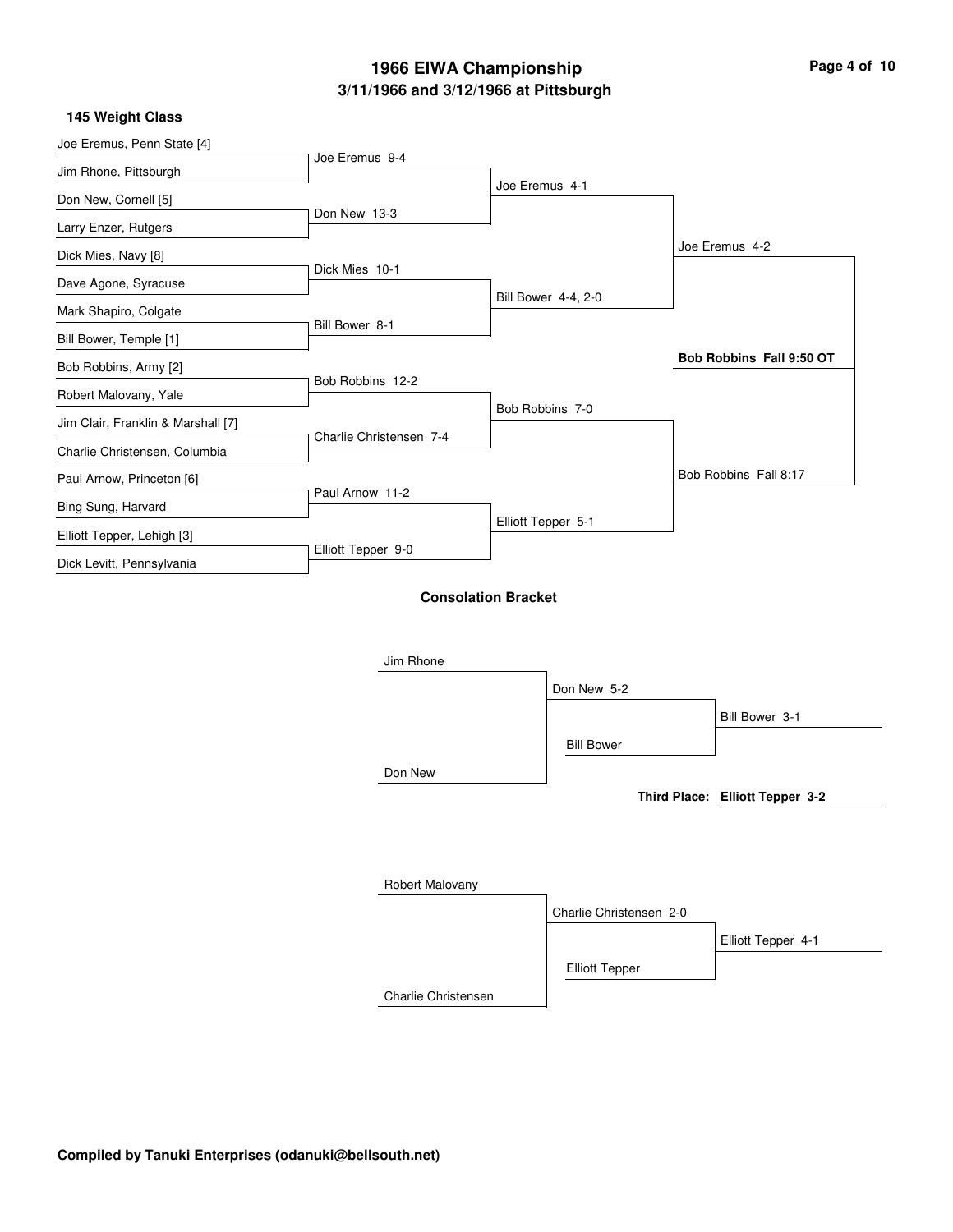# 1966 EIWA Championship

## 3/11/1966 and 3/12/1966 at Pittsburgh

### 145 Weight Class

**First Round**

- Joe Eremus, Penn State [4] vs. Jim Rhone, Pittsburgh — Joe Eremus 9-4
- Don New, Cornell [5] vs. Larry Enzer, Rutgers — Don New 13-3
- Dick Mies, Navy [8] vs. Dave Agone, Syracuse — Dick Mies 10-1
- Mark Shapiro, Colgate vs. Bill Bower, Temple [1] — Bill Bower 8-1
- Bob Robbins, Army [2] vs. Robert Malovany, Yale — Bob Robbins 12-2
- Jim Clair, Franklin & Marshall [7] vs. Charlie Christensen, Columbia — Charlie Christensen 7-4
- Paul Arnow, Princeton [6] vs. Bing Sung, Harvard — Paul Arnow 11-2
- Elliott Tepper, Lehigh [3] vs. Dick Levitt, Pennsylvania — Elliott Tepper 9-0

**Quarterfinals**

- Joe Eremus 4-1
- Bill Bower 4-4, 2-0
- Bob Robbins 7-0
- Elliott Tepper 5-1

**Semifinals**

- Joe Eremus 4-2
- Bob Robbins Fall 8:17

**Final**

- **Bob Robbins Fall 9:50 OT**

### Consolation Bracket

- Jim Rhone vs. Don New — Don New 5-2
- Don New vs. Bill Bower — Bill Bower 3-1
- Robert Malovany vs. Charlie Christensen — Charlie Christensen 2-0
- Charlie Christensen vs. Elliott Tepper — Elliott Tepper 4-1

**Third Place: Elliott Tepper 3-2**

**Compiled by Tanuki Enterprises (odanuki@bellsouth.net)**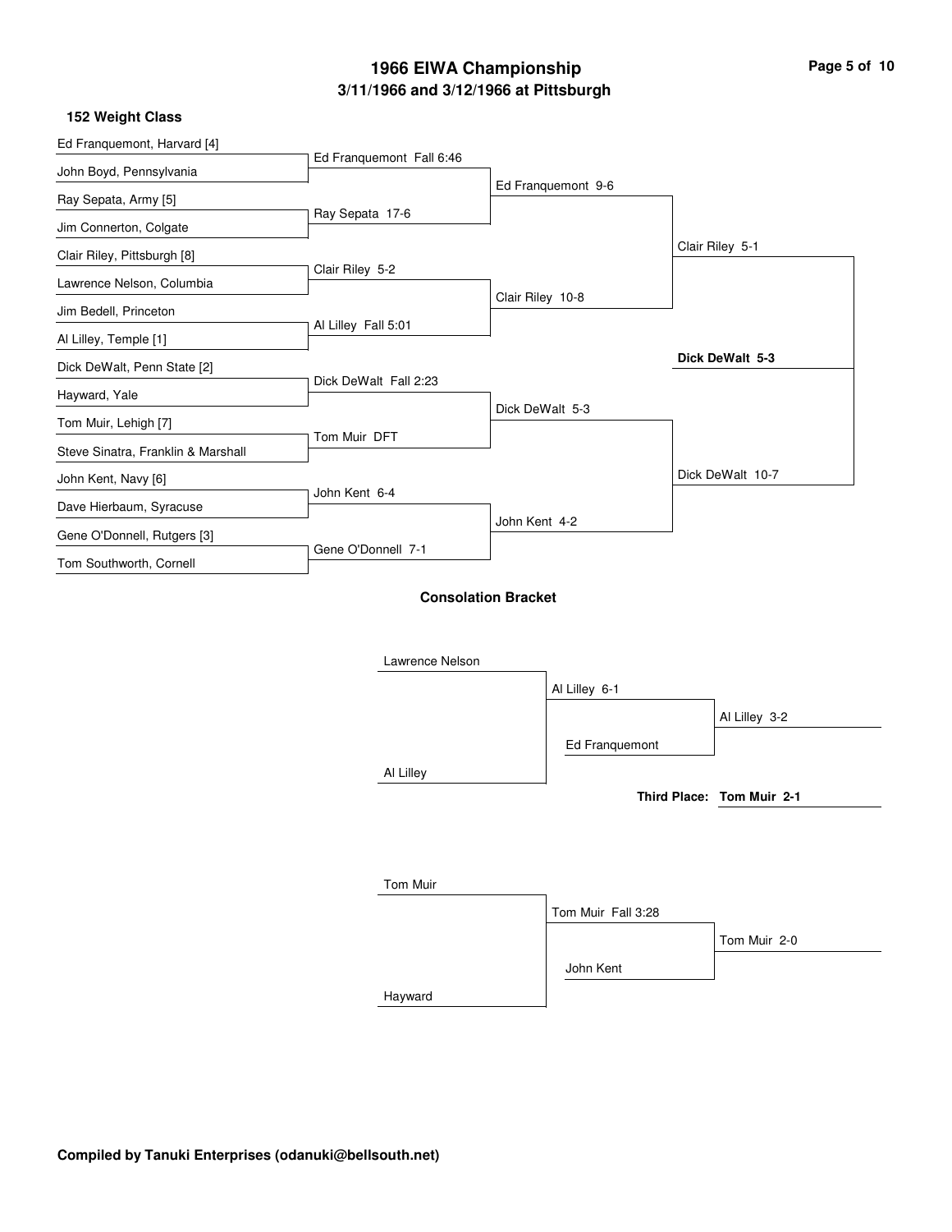# 1966 EIWA Championship

## 3/11/1966 and 3/12/1966 at Pittsburgh

### 152 Weight Class

**First Round**

- Ed Franquemont, Harvard [4] vs. John Boyd, Pennsylvania — Ed Franquemont Fall 6:46
- Ray Sepata, Army [5] vs. Jim Connerton, Colgate — Ray Sepata 17-6
- Clair Riley, Pittsburgh [8] vs. Lawrence Nelson, Columbia — Clair Riley 5-2
- Jim Bedell, Princeton vs. Al Lilley, Temple [1] — Al Lilley Fall 5:01
- Dick DeWalt, Penn State [2] vs. Hayward, Yale — Dick DeWalt Fall 2:23
- Tom Muir, Lehigh [7] vs. Steve Sinatra, Franklin & Marshall — Tom Muir DFT
- John Kent, Navy [6] vs. Dave Hierbaum, Syracuse — John Kent 6-4
- Gene O'Donnell, Rutgers [3] vs. Tom Southworth, Cornell — Gene O'Donnell 7-1

**Quarterfinals**

- Ed Franquemont 9-6
- Clair Riley 10-8
- Dick DeWalt 5-3
- John Kent 4-2

**Semifinals**

- Clair Riley 5-1
- Dick DeWalt 10-7

**Final**

- **Dick DeWalt 5-3**

### Consolation Bracket

- Lawrence Nelson vs. Al Lilley — Al Lilley 6-1
- Al Lilley vs. Ed Franquemont — Al Lilley 3-2

- Tom Muir vs. Hayward — Tom Muir Fall 3:28
- Tom Muir vs. John Kent — Tom Muir 2-0

**Third Place: Tom Muir 2-1**

**Compiled by Tanuki Enterprises (odanuki@bellsouth.net)**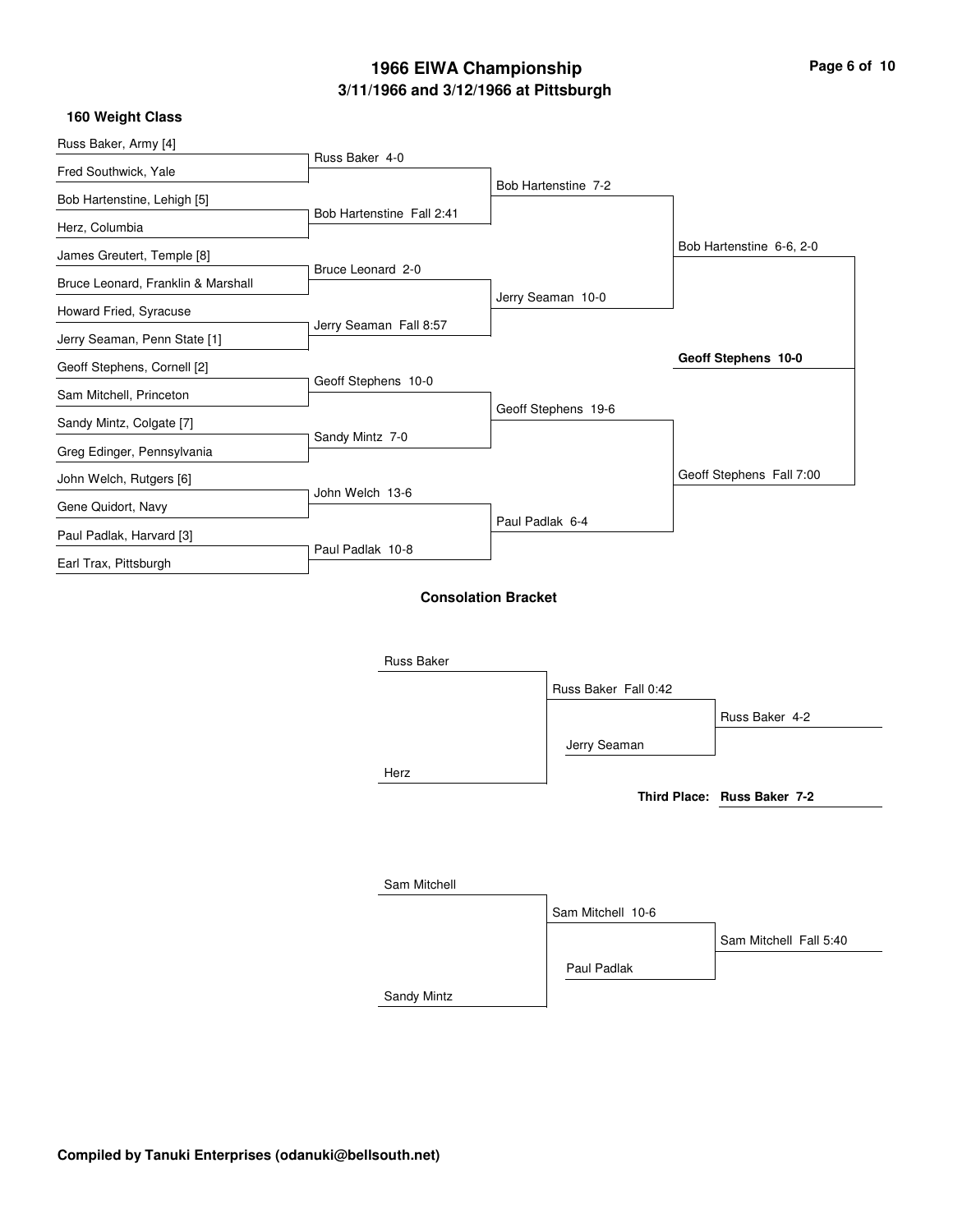# 1966 EIWA Championship

## 3/11/1966 and 3/12/1966 at Pittsburgh

### 160 Weight Class

**First Round**

- Russ Baker, Army [4] vs. Fred Southwick, Yale — Russ Baker 4-0
- Bob Hartenstine, Lehigh [5] vs. Herz, Columbia — Bob Hartenstine Fall 2:41
- James Greutert, Temple [8] vs. Bruce Leonard, Franklin & Marshall — Bruce Leonard 2-0
- Howard Fried, Syracuse vs. Jerry Seaman, Penn State [1] — Jerry Seaman Fall 8:57
- Geoff Stephens, Cornell [2] vs. Sam Mitchell, Princeton — Geoff Stephens 10-0
- Sandy Mintz, Colgate [7] vs. Greg Edinger, Pennsylvania — Sandy Mintz 7-0
- John Welch, Rutgers [6] vs. Gene Quidort, Navy — John Welch 13-6
- Paul Padlak, Harvard [3] vs. Earl Trax, Pittsburgh — Paul Padlak 10-8

**Quarterfinals**

- Bob Hartenstine 7-2
- Jerry Seaman 10-0
- Geoff Stephens 19-6
- Paul Padlak 6-4

**Semifinals**

- Bob Hartenstine 6-6, 2-0
- Geoff Stephens Fall 7:00

**Final**

- **Geoff Stephens 10-0**

### Consolation Bracket

- Russ Baker vs. Herz — Russ Baker Fall 0:42
- Russ Baker vs. Jerry Seaman — Russ Baker 4-2
- **Third Place: Russ Baker 7-2**

- Sam Mitchell vs. Sandy Mintz — Sam Mitchell 10-6
- Sam Mitchell vs. Paul Padlak — Sam Mitchell Fall 5:40

**Compiled by Tanuki Enterprises (odanuki@bellsouth.net)**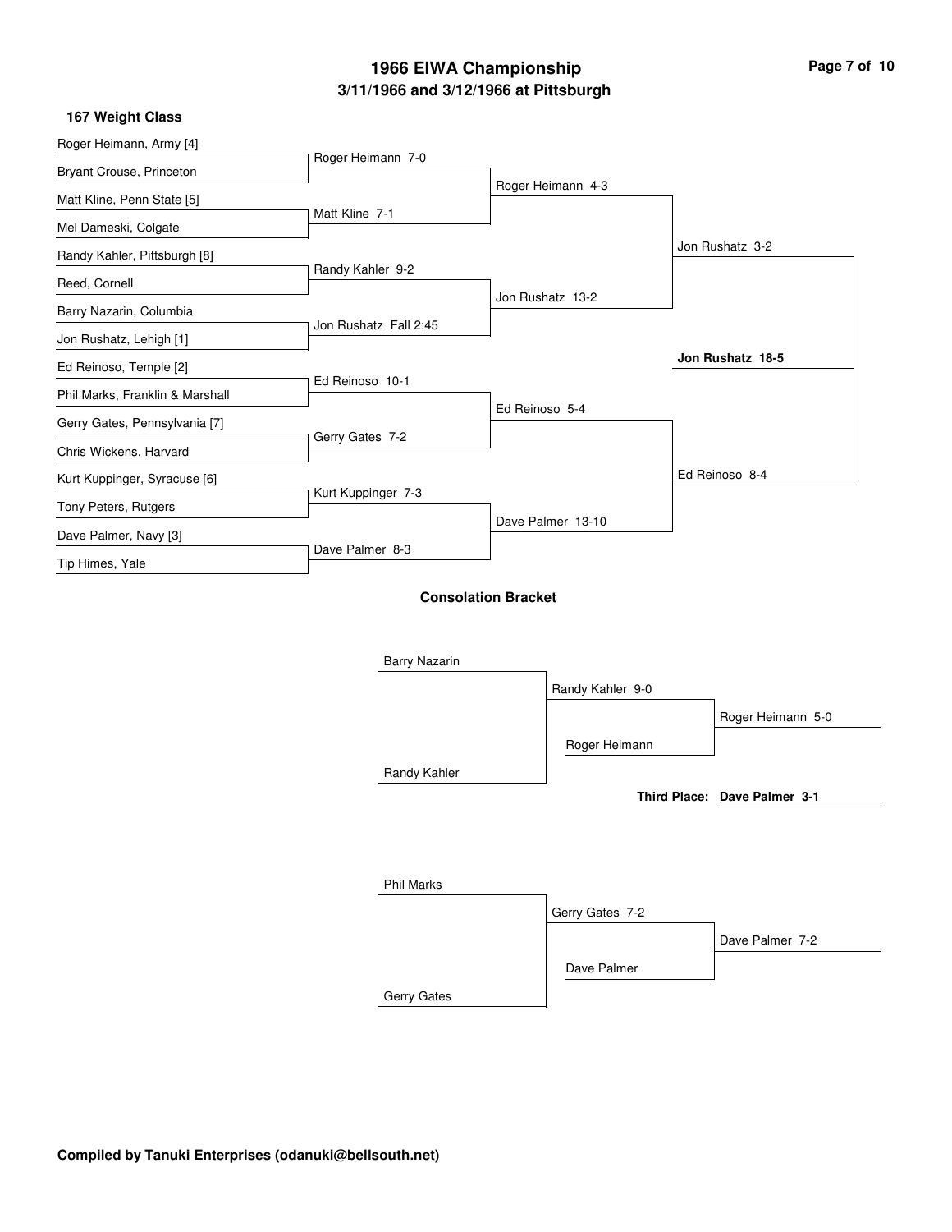# 1966 EIWA Championship

## 3/11/1966 and 3/12/1966 at Pittsburgh

### 167 Weight Class

**First Round**

- Roger Heimann, Army [4] vs. Bryant Crouse, Princeton — Roger Heimann 7-0
- Matt Kline, Penn State [5] vs. Mel Dameski, Colgate — Matt Kline 7-1
- Randy Kahler, Pittsburgh [8] vs. Reed, Cornell — Randy Kahler 9-2
- Barry Nazarin, Columbia vs. Jon Rushatz, Lehigh [1] — Jon Rushatz Fall 2:45
- Ed Reinoso, Temple [2] vs. Phil Marks, Franklin & Marshall — Ed Reinoso 10-1
- Gerry Gates, Pennsylvania [7] vs. Chris Wickens, Harvard — Gerry Gates 7-2
- Kurt Kuppinger, Syracuse [6] vs. Tony Peters, Rutgers — Kurt Kuppinger 7-3
- Dave Palmer, Navy [3] vs. Tip Himes, Yale — Dave Palmer 8-3

**Quarterfinals**

- Roger Heimann 4-3
- Jon Rushatz 13-2
- Ed Reinoso 5-4
- Dave Palmer 13-10

**Semifinals**

- Jon Rushatz 3-2
- Ed Reinoso 8-4

**Final**

- **Jon Rushatz 18-5**

### Consolation Bracket

- Barry Nazarin vs. Randy Kahler — Randy Kahler 9-0
- Randy Kahler vs. Roger Heimann — Roger Heimann 5-0
- Phil Marks vs. Gerry Gates — Gerry Gates 7-2
- Gerry Gates vs. Dave Palmer — Dave Palmer 7-2

**Third Place: Dave Palmer 3-1**

**Compiled by Tanuki Enterprises (odanuki@bellsouth.net)**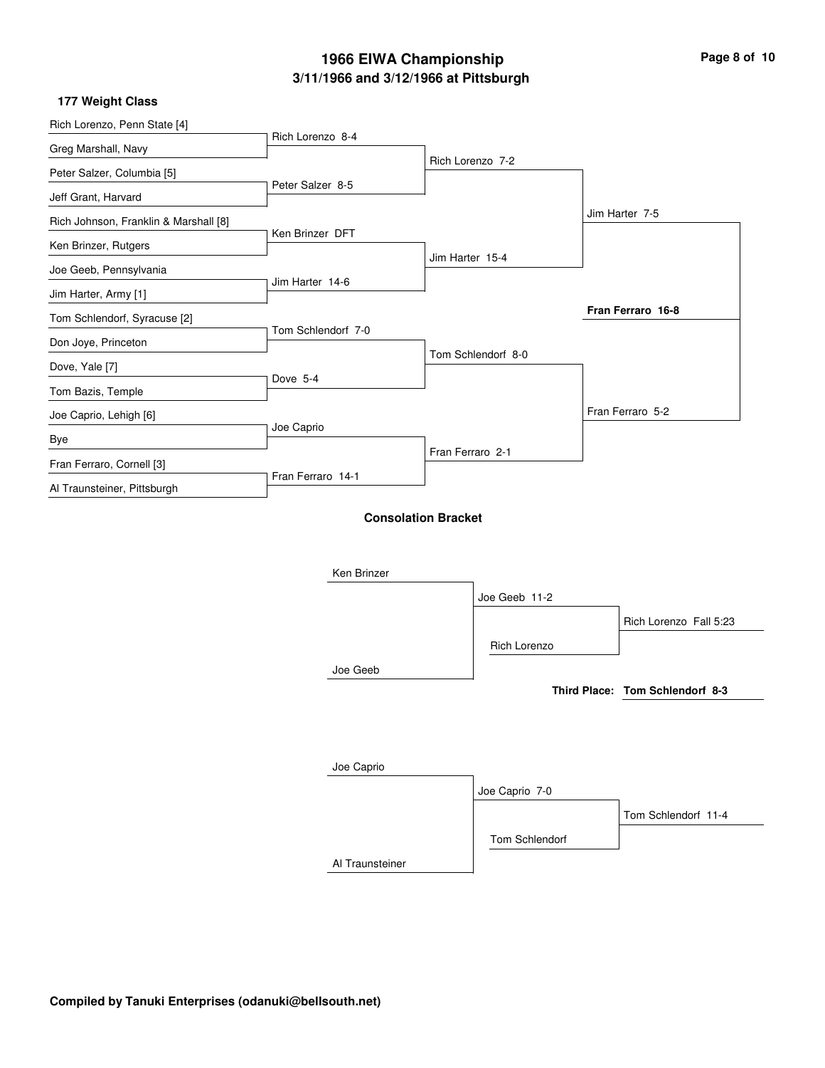# 1966 EIWA Championship

## 3/11/1966 and 3/12/1966 at Pittsburgh

### 177 Weight Class

**First Round**

- Rich Lorenzo, Penn State [4] vs. Greg Marshall, Navy — Rich Lorenzo 8-4
- Peter Salzer, Columbia [5] vs. Jeff Grant, Harvard — Peter Salzer 8-5
- Rich Johnson, Franklin & Marshall [8] vs. Ken Brinzer, Rutgers — Ken Brinzer DFT
- Joe Geeb, Pennsylvania vs. Jim Harter, Army [1] — Jim Harter 14-6
- Tom Schlendorf, Syracuse [2] vs. Don Joye, Princeton — Tom Schlendorf 7-0
- Dove, Yale [7] vs. Tom Bazis, Temple — Dove 5-4
- Joe Caprio, Lehigh [6] vs. Bye — Joe Caprio
- Fran Ferraro, Cornell [3] vs. Al Traunsteiner, Pittsburgh — Fran Ferraro 14-1

**Quarterfinals**

- Rich Lorenzo 7-2
- Jim Harter 15-4
- Tom Schlendorf 8-0
- Fran Ferraro 2-1

**Semifinals**

- Jim Harter 7-5
- Fran Ferraro 5-2

**Final**

- **Fran Ferraro 16-8**

### Consolation Bracket

- Ken Brinzer vs. Joe Geeb — Joe Geeb 11-2
- Joe Geeb vs. Rich Lorenzo — Rich Lorenzo Fall 5:23

- Joe Caprio vs. Al Traunsteiner — Joe Caprio 7-0
- Joe Caprio vs. Tom Schlendorf — Tom Schlendorf 11-4

**Third Place: Tom Schlendorf 8-3**

**Compiled by Tanuki Enterprises (odanuki@bellsouth.net)**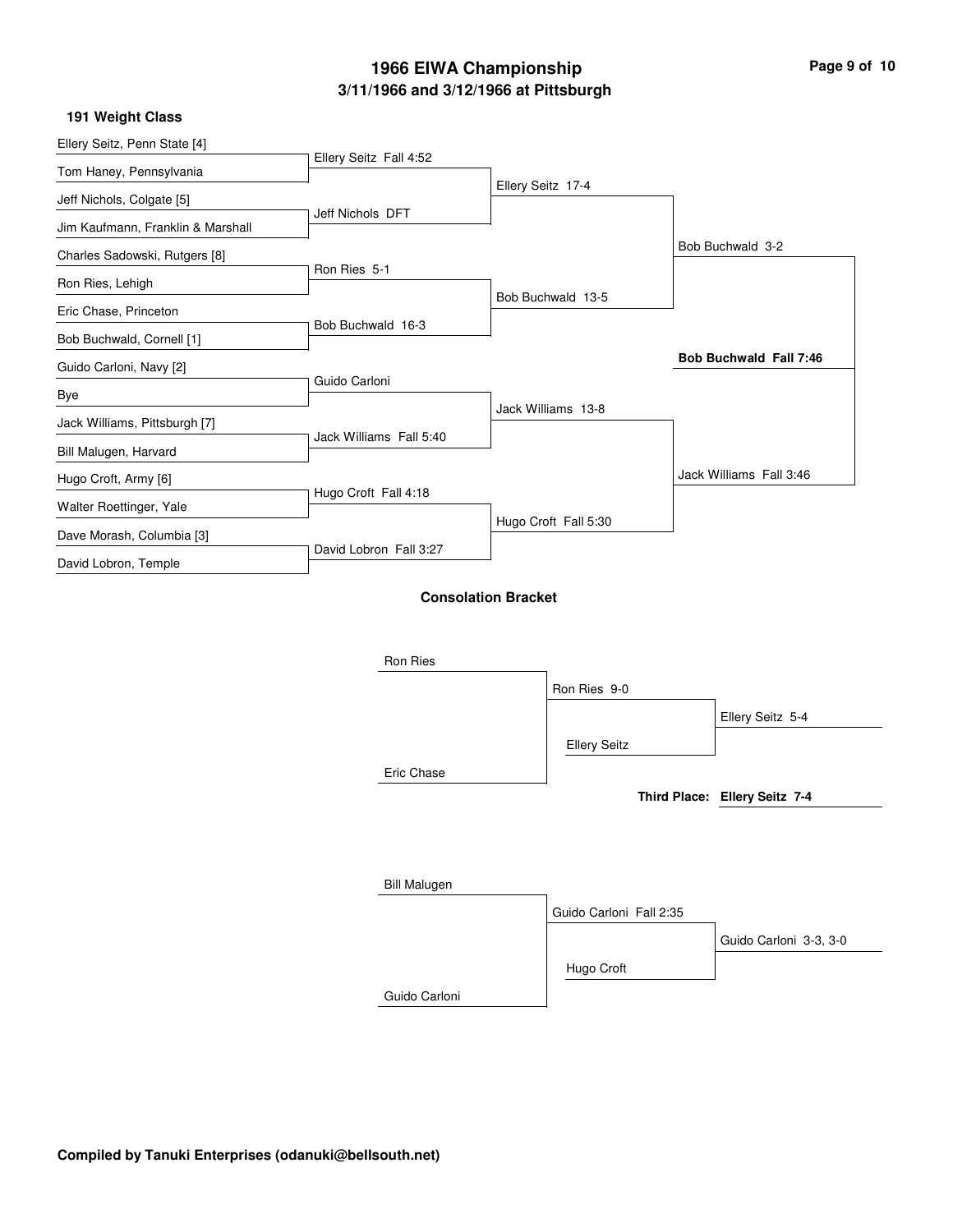# 1966 EIWA Championship

## 3/11/1966 and 3/12/1966 at Pittsburgh

### 191 Weight Class

**First Round**

| Wrestler | Wrestler | Result |
|---|---|---|
| Ellery Seitz, Penn State [4] | Tom Haney, Pennsylvania | Ellery Seitz Fall 4:52 |
| Jeff Nichols, Colgate [5] | Jim Kaufmann, Franklin & Marshall | Jeff Nichols DFT |
| Charles Sadowski, Rutgers [8] | Ron Ries, Lehigh | Ron Ries 5-1 |
| Eric Chase, Princeton | Bob Buchwald, Cornell [1] | Bob Buchwald 16-3 |
| Guido Carloni, Navy [2] | Bye | Guido Carloni |
| Jack Williams, Pittsburgh [7] | Bill Malugen, Harvard | Jack Williams Fall 5:40 |
| Hugo Croft, Army [6] | Walter Roettinger, Yale | Hugo Croft Fall 4:18 |
| Dave Morash, Columbia [3] | David Lobron, Temple | David Lobron Fall 3:27 |

**Quarterfinals**

- Ellery Seitz 17-4
- Bob Buchwald 13-5
- Jack Williams 13-8
- Hugo Croft Fall 5:30

**Semifinals**

- Bob Buchwald 3-2
- Jack Williams Fall 3:46

**Final**

**Bob Buchwald Fall 7:46**

### Consolation Bracket

- Ron Ries vs. Eric Chase: Ron Ries 9-0
- Ron Ries vs. Ellery Seitz: Ellery Seitz 5-4

**Third Place: Ellery Seitz 7-4**

- Bill Malugen vs. Guido Carloni: Guido Carloni Fall 2:35
- Guido Carloni vs. Hugo Croft: Guido Carloni 3-3, 3-0

**Compiled by Tanuki Enterprises (odanuki@bellsouth.net)**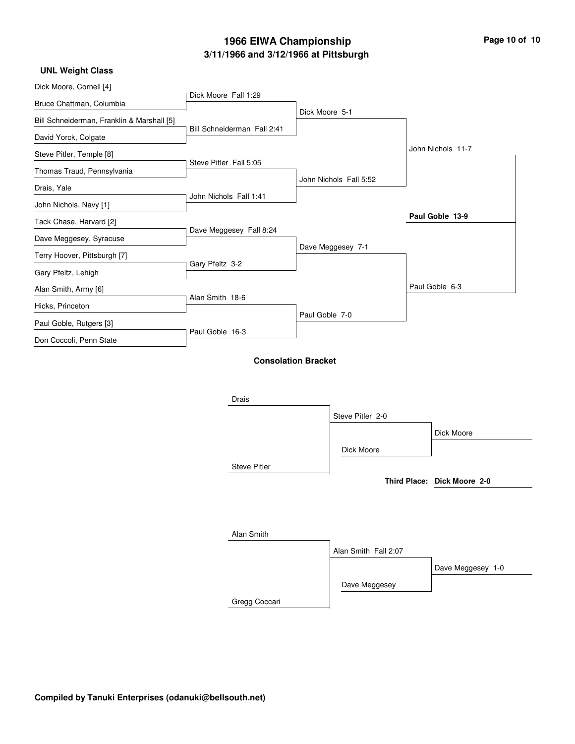# 1966 EIWA Championship
## 3/11/1966 and 3/12/1966 at Pittsburgh

### UNL Weight Class

Dick Moore, Cornell [4]
Bruce Chattman, Columbia
Dick Moore Fall 1:29

Bill Schneiderman, Franklin & Marshall [5]
David Yorck, Colgate
Bill Schneiderman Fall 2:41

Dick Moore 5-1

Steve Pitler, Temple [8]
Thomas Traud, Pennsylvania
Steve Pitler Fall 5:05

Drais, Yale
John Nichols, Navy [1]
John Nichols Fall 1:41

John Nichols Fall 5:52

John Nichols 11-7

Tack Chase, Harvard [2]
Dave Meggesey, Syracuse
Dave Meggesey Fall 8:24

Terry Hoover, Pittsburgh [7]
Gary Pfeltz, Lehigh
Gary Pfeltz 3-2

Dave Meggesey 7-1

Alan Smith, Army [6]
Hicks, Princeton
Alan Smith 18-6

Paul Goble, Rutgers [3]
Don Coccoli, Penn State
Paul Goble 16-3

Paul Goble 7-0

Paul Goble 6-3

**Paul Goble 13-9**

### Consolation Bracket

Drais
Steve Pitler
Steve Pitler 2-0

Dick Moore

Dick Moore

**Third Place: Dick Moore 2-0**

Alan Smith
Gregg Coccari
Alan Smith Fall 2:07

Dave Meggesey

Dave Meggesey 1-0

**Compiled by Tanuki Enterprises (odanuki@bellsouth.net)**